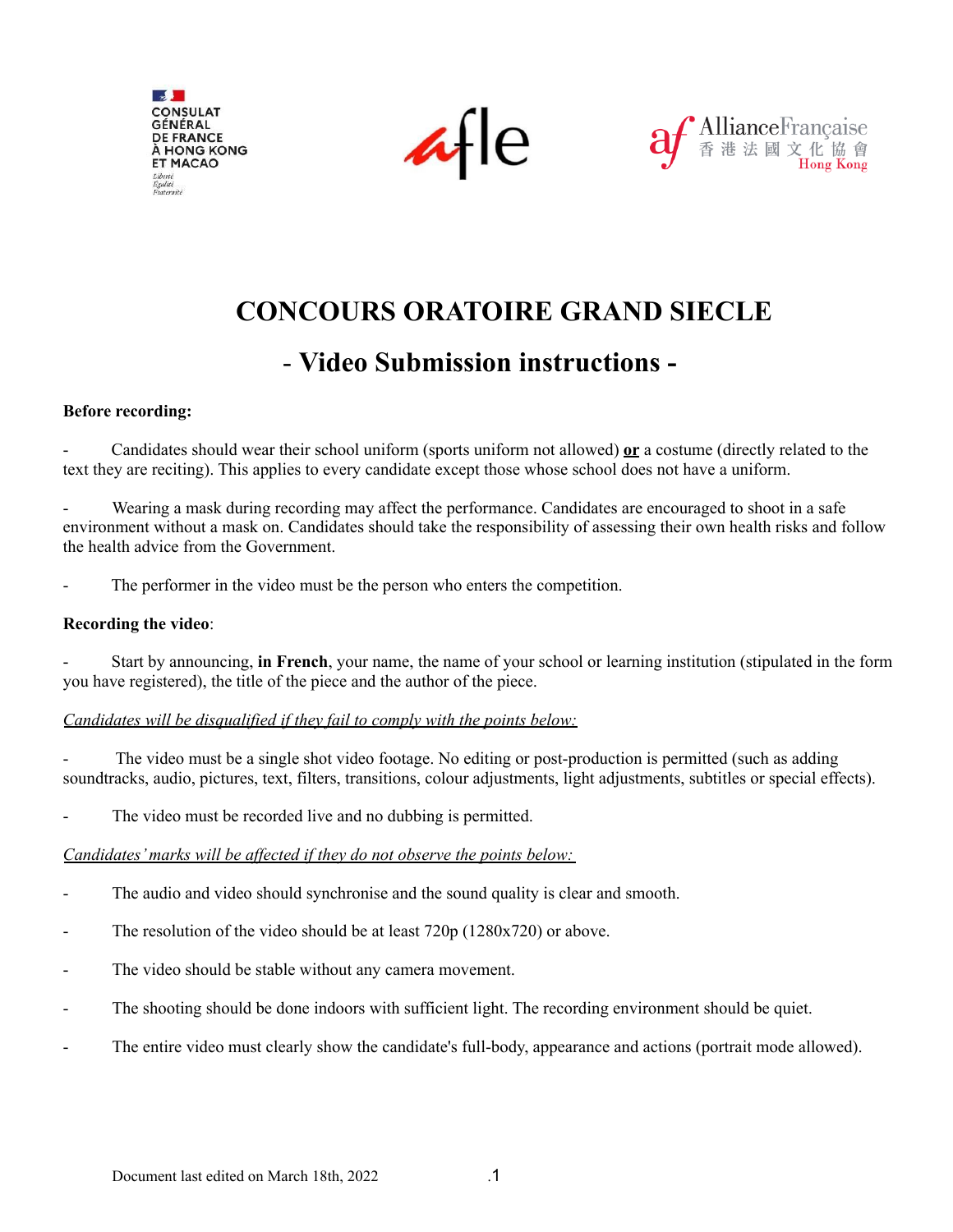# CONCOURS ORATOIRE GRAND SIECLE

## - Video Submission instructions -

**Before recording:**

- Candidates should wear their school uniform (sports uniform not allowed) **<u>or</u>** a costume (directly related to the text they are reciting). This applies to every candidate except those whose school does not have a uniform.

- Wearing a mask during recording may affect the performance. Candidates are encouraged to shoot in a safe environment without a mask on. Candidates should take the responsibility of assessing their own health risks and follow the health advice from the Government.

- The performer in the video must be the person who enters the competition.

**Recording the video**:

- Start by announcing, **in French**, your name, the name of your school or learning institution (stipulated in the form you have registered), the title of the piece and the author of the piece.

*<u>Candidates will be disqualified if they fail to comply with the points below:</u>*

- The video must be a single shot video footage. No editing or post-production is permitted (such as adding soundtracks, audio, pictures, text, filters, transitions, colour adjustments, light adjustments, subtitles or special effects).

- The video must be recorded live and no dubbing is permitted.

*<u>Candidates' marks will be affected if they do not observe the points below:</u>*

- The audio and video should synchronise and the sound quality is clear and smooth.

- The resolution of the video should be at least 720p (1280x720) or above.

- The video should be stable without any camera movement.

- The shooting should be done indoors with sufficient light. The recording environment should be quiet.

- The entire video must clearly show the candidate's full-body, appearance and actions (portrait mode allowed).

Document last edited on March 18th, 2022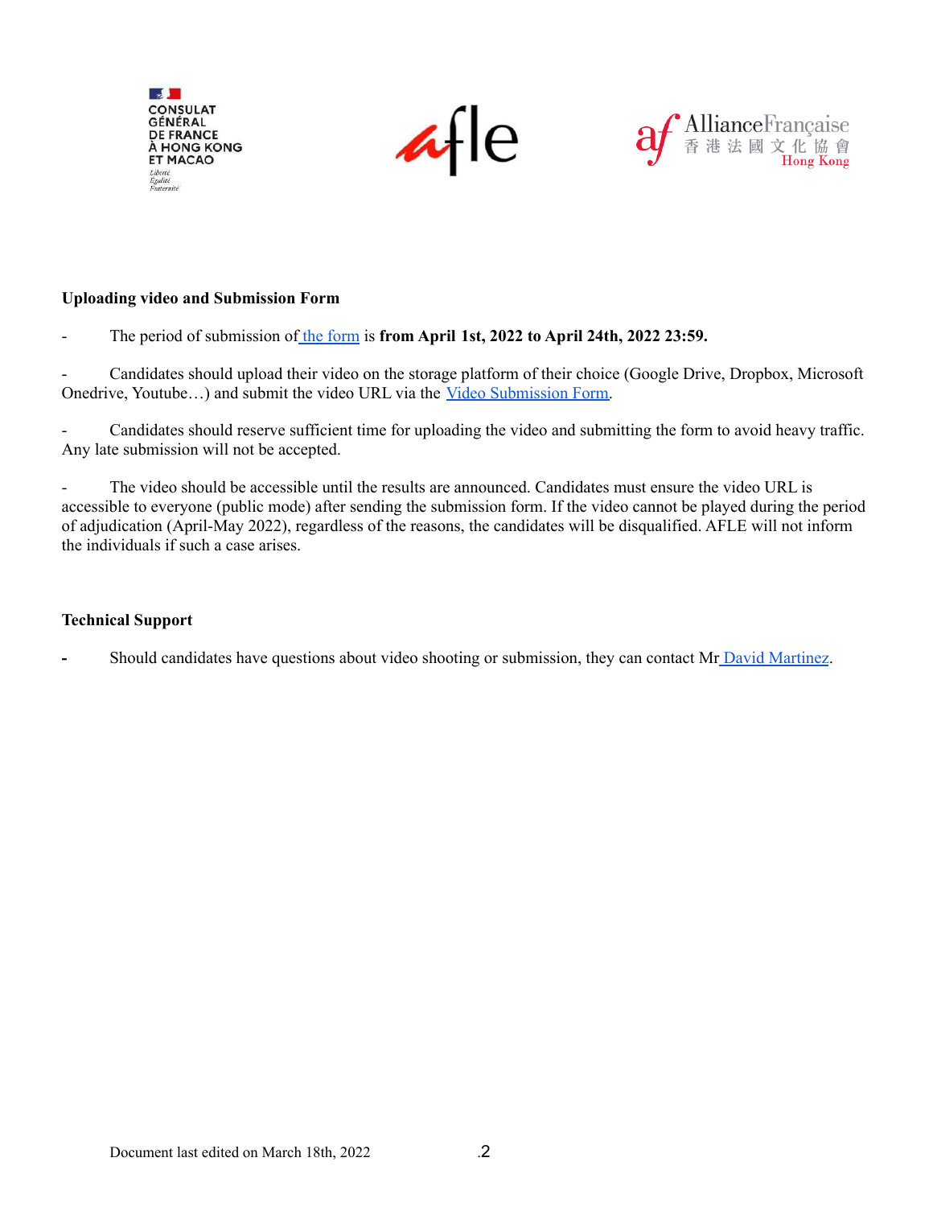**Uploading video and Submission Form**

- The period of submission of the form is **from April 1st, 2022 to April 24th, 2022 23:59.**

- Candidates should upload their video on the storage platform of their choice (Google Drive, Dropbox, Microsoft Onedrive, Youtube…) and submit the video URL via the Video Submission Form.

- Candidates should reserve sufficient time for uploading the video and submitting the form to avoid heavy traffic. Any late submission will not be accepted.

- The video should be accessible until the results are announced. Candidates must ensure the video URL is accessible to everyone (public mode) after sending the submission form. If the video cannot be played during the period of adjudication (April-May 2022), regardless of the reasons, the candidates will be disqualified. AFLE will not inform the individuals if such a case arises.

**Technical Support**

- Should candidates have questions about video shooting or submission, they can contact Mr David Martinez.

Document last edited on March 18th, 2022